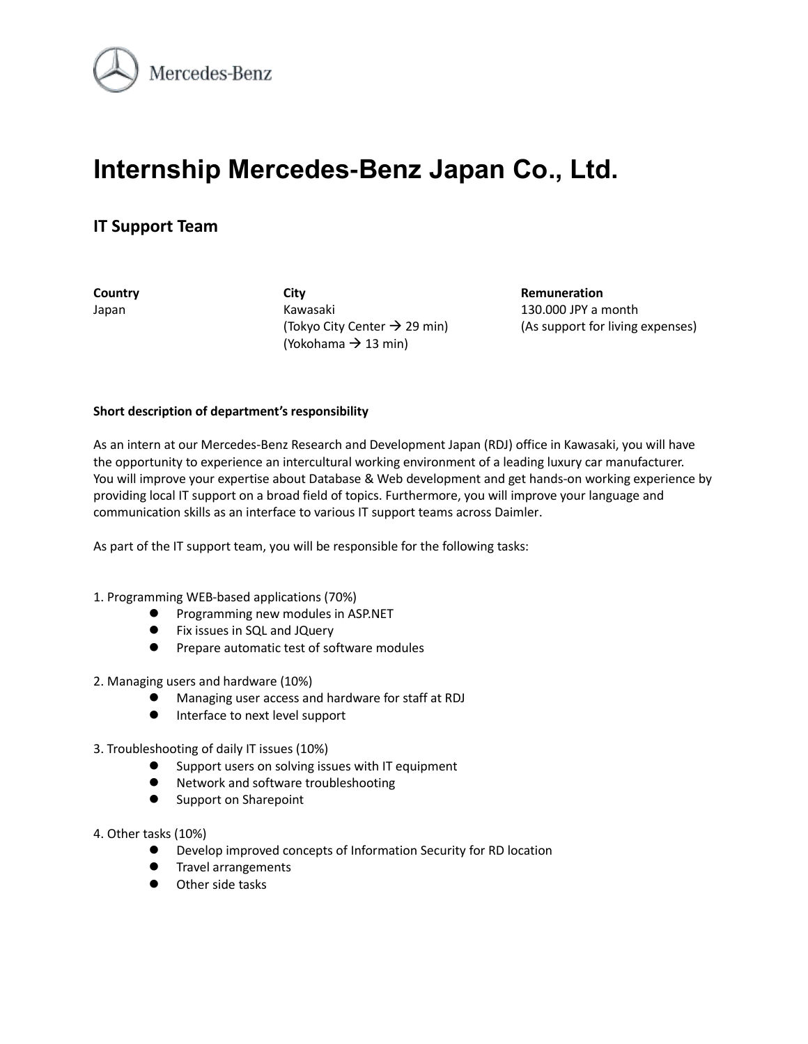Mercedes-Benz

# Internship Mercedes-Benz Japan Co., Ltd.

## IT Support Team

| **Country** | **City** | **Remuneration** |
| --- | --- | --- |
| Japan | Kawasaki<br>(Tokyo City Center → 29 min)<br>(Yokohama → 13 min) | 130.000 JPY a month<br>(As support for living expenses) |

**Short description of department's responsibility**

As an intern at our Mercedes-Benz Research and Development Japan (RDJ) office in Kawasaki, you will have the opportunity to experience an intercultural working environment of a leading luxury car manufacturer. You will improve your expertise about Database & Web development and get hands-on working experience by providing local IT support on a broad field of topics. Furthermore, you will improve your language and communication skills as an interface to various IT support teams across Daimler.

As part of the IT support team, you will be responsible for the following tasks:

1. Programming WEB-based applications (70%)
   - Programming new modules in ASP.NET
   - Fix issues in SQL and JQuery
   - Prepare automatic test of software modules

2. Managing users and hardware (10%)
   - Managing user access and hardware for staff at RDJ
   - Interface to next level support

3. Troubleshooting of daily IT issues (10%)
   - Support users on solving issues with IT equipment
   - Network and software troubleshooting
   - Support on Sharepoint

4. Other tasks (10%)
   - Develop improved concepts of Information Security for RD location
   - Travel arrangements
   - Other side tasks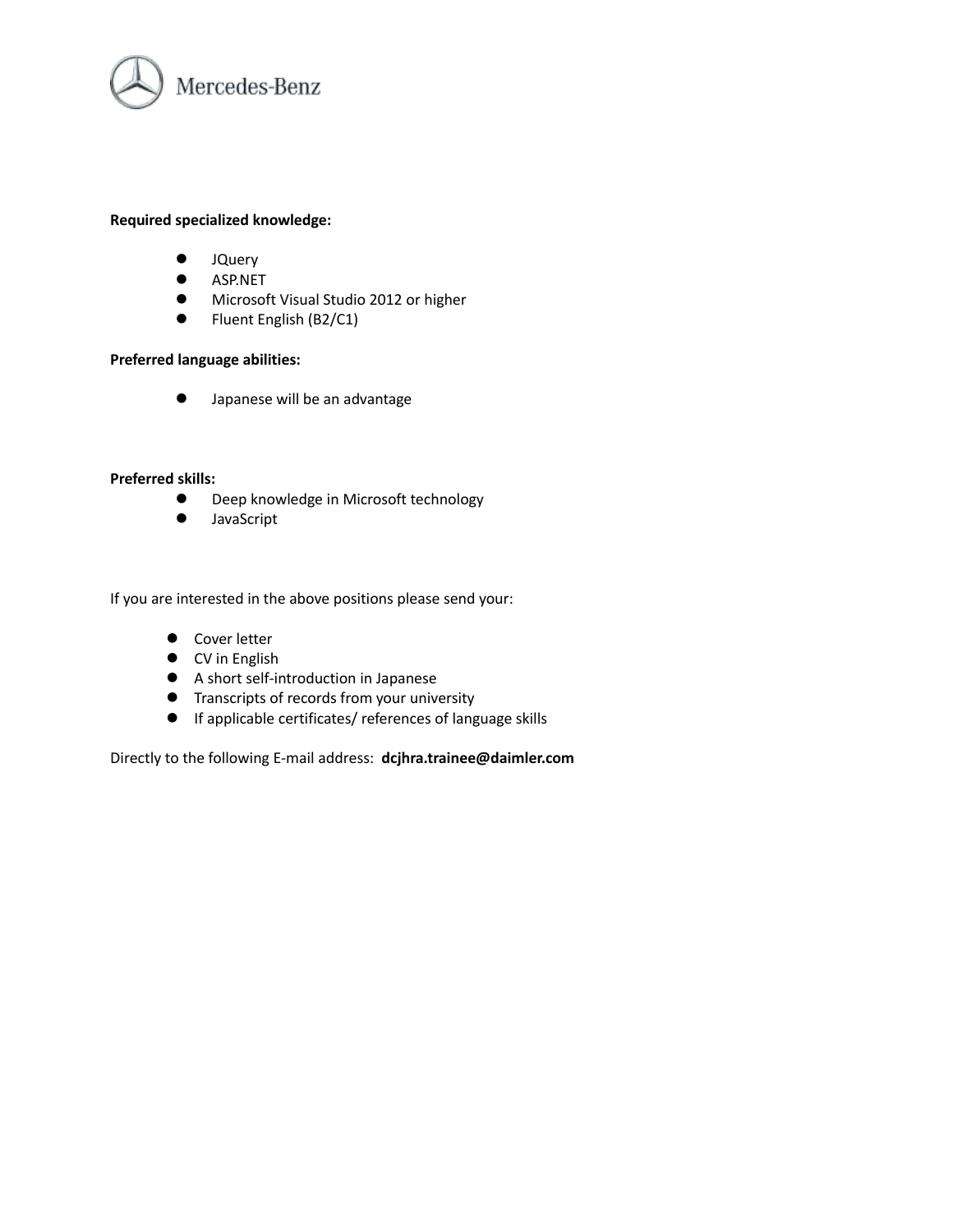**Required specialized knowledge:**

- JQuery
- ASP.NET
- Microsoft Visual Studio 2012 or higher
- Fluent English (B2/C1)

**Preferred language abilities:**

- Japanese will be an advantage

**Preferred skills:**

- Deep knowledge in Microsoft technology
- JavaScript

If you are interested in the above positions please send your:

- Cover letter
- CV in English
- A short self-introduction in Japanese
- Transcripts of records from your university
- If applicable certificates/ references of language skills

Directly to the following E-mail address: **dcjhra.trainee@daimler.com**